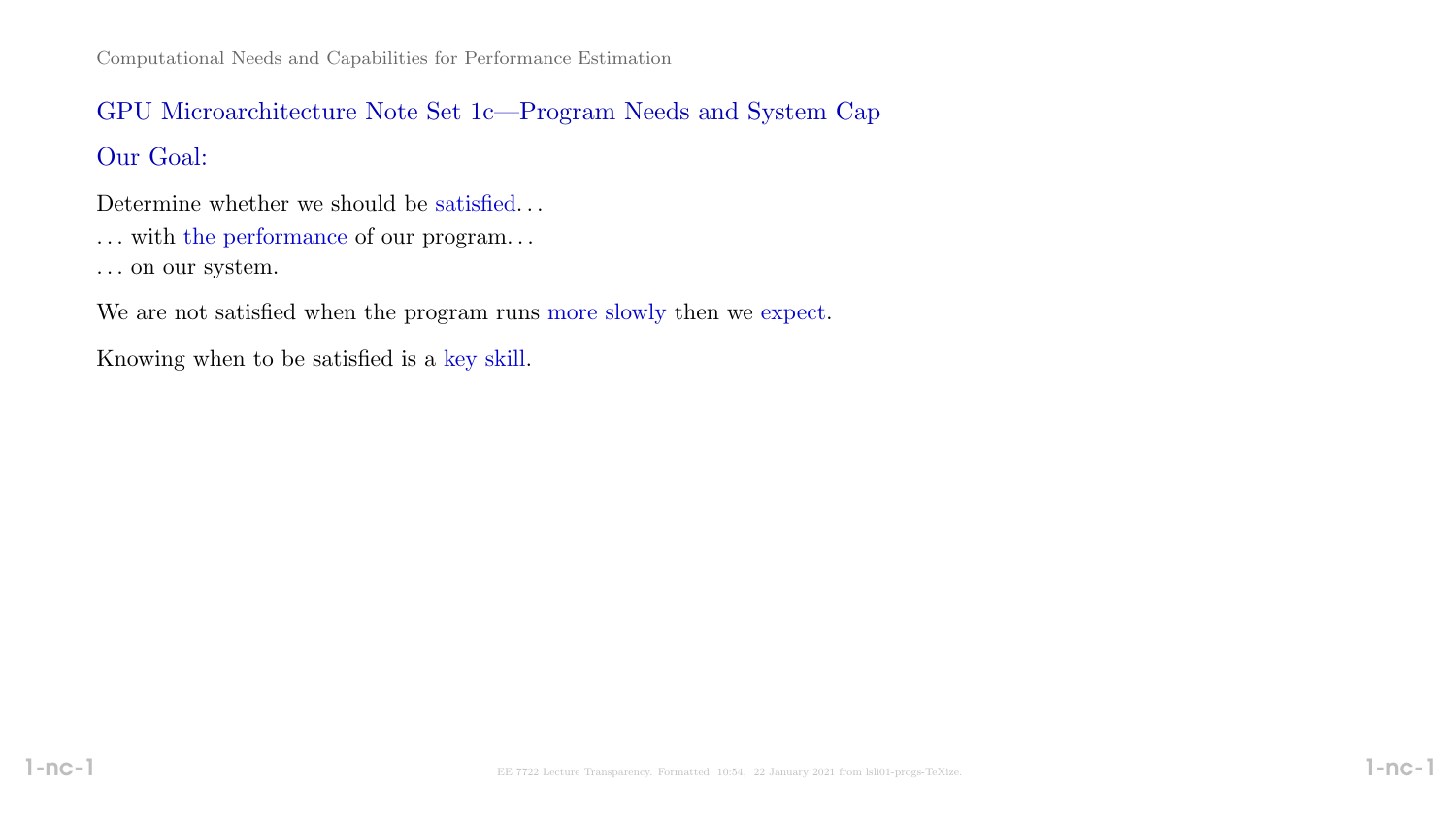## GPU Microarchitecture Note Set 1c—Program Needs and System Cap

### Our Goal:

Determine whether we should be satisfied. . .

. . . with the performance of our program. . .

. . . on our system.

We are not satisfied when the program runs more slowly then we expect.

Knowing when to be satisfied is a key skill.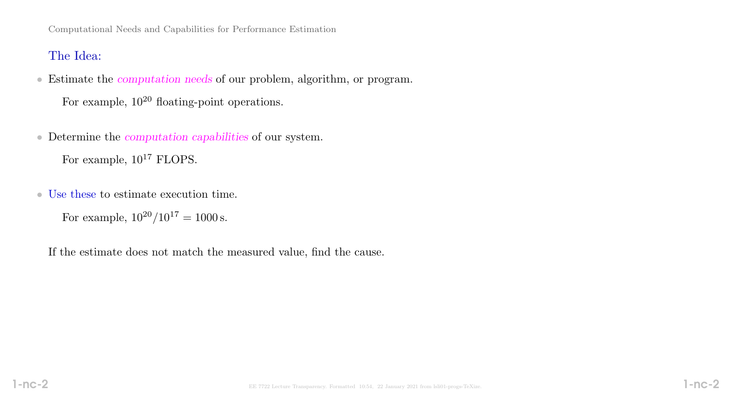## The Idea:

- Estimate the *computation needs* of our problem, algorithm, or program.

  For example, $10^{20}$ floating-point operations.

- Determine the *computation capabilities* of our system.

  For example, $10^{17}$ FLOPS.

- Use these to estimate execution time.

  For example, $10^{20}/10^{17} = 1000\,\text{s}$.

If the estimate does not match the measured value, find the cause.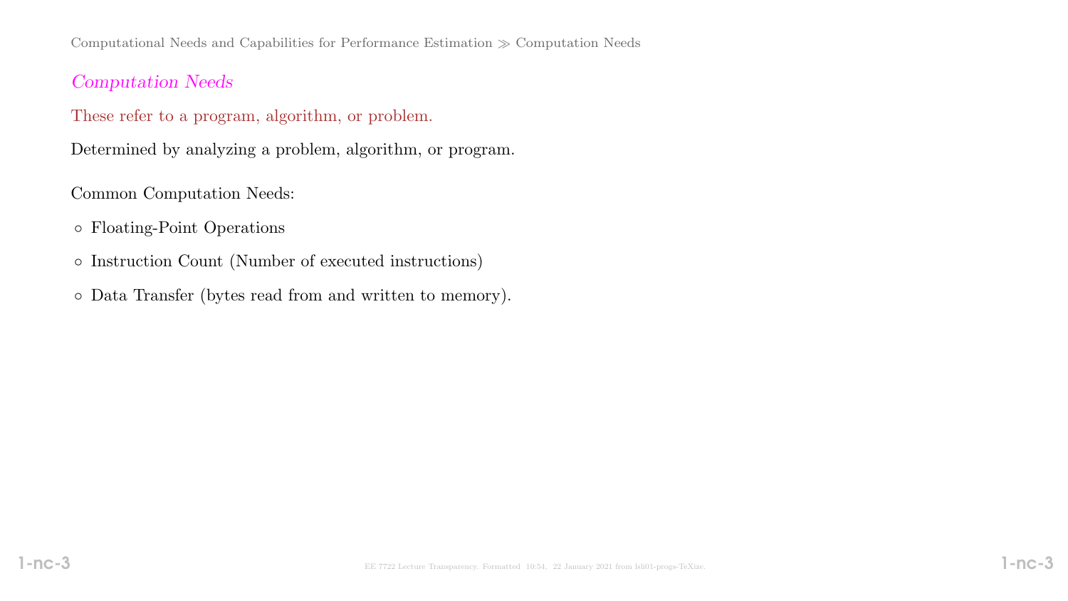## *Computation Needs*

These refer to a program, algorithm, or problem.

Determined by analyzing a problem, algorithm, or program.

Common Computation Needs:

- Floating-Point Operations
- Instruction Count (Number of executed instructions)
- Data Transfer (bytes read from and written to memory).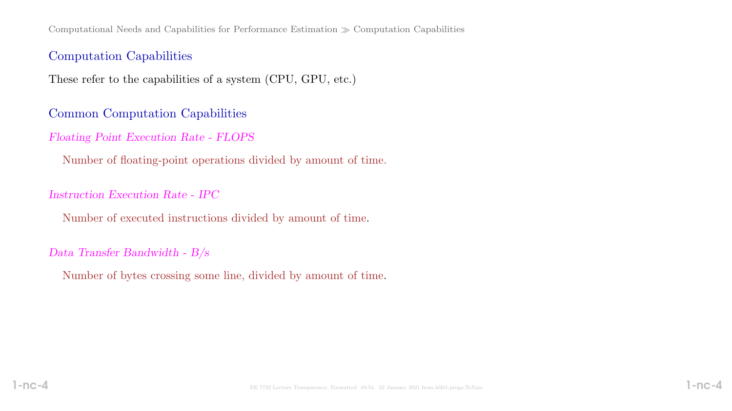## Computation Capabilities

These refer to the capabilities of a system (CPU, GPU, etc.)

## Common Computation Capabilities

*Floating Point Execution Rate - FLOPS*

Number of floating-point operations divided by amount of time.

*Instruction Execution Rate - IPC*

Number of executed instructions divided by amount of time.

*Data Transfer Bandwidth - B/s*

Number of bytes crossing some line, divided by amount of time.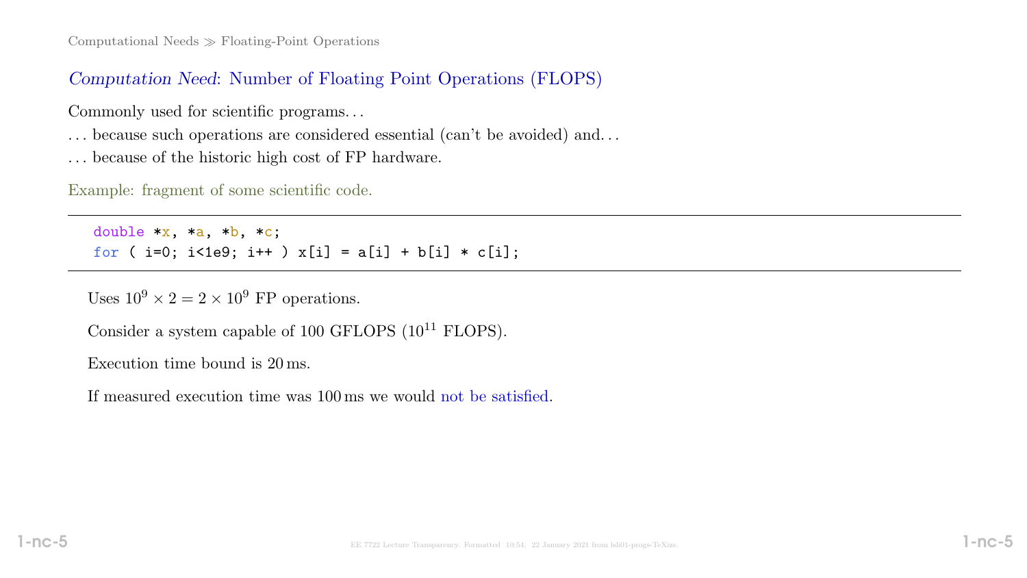## *Computation Need*: Number of Floating Point Operations (FLOPS)

Commonly used for scientific programs. . .

. . . because such operations are considered essential (can't be avoided) and. . .

. . . because of the historic high cost of FP hardware.

Example: fragment of some scientific code.

```
double *x, *a, *b, *c;
for ( i=0; i<1e9; i++ ) x[i] = a[i] + b[i] * c[i];
```

Uses $10^9 \times 2 = 2 \times 10^9$ FP operations.

Consider a system capable of 100 GFLOPS ($10^{11}$ FLOPS).

Execution time bound is 20 ms.

If measured execution time was 100 ms we would not be satisfied.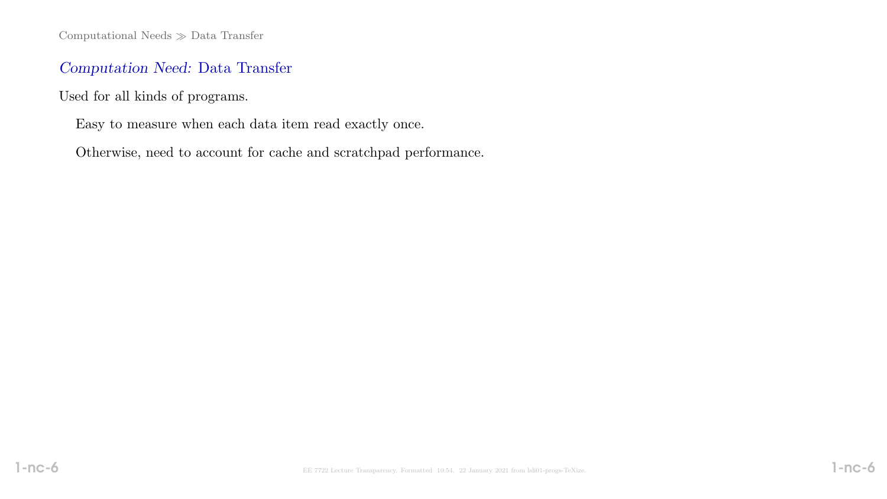## *Computation Need:* Data Transfer

Used for all kinds of programs.

Easy to measure when each data item read exactly once.

Otherwise, need to account for cache and scratchpad performance.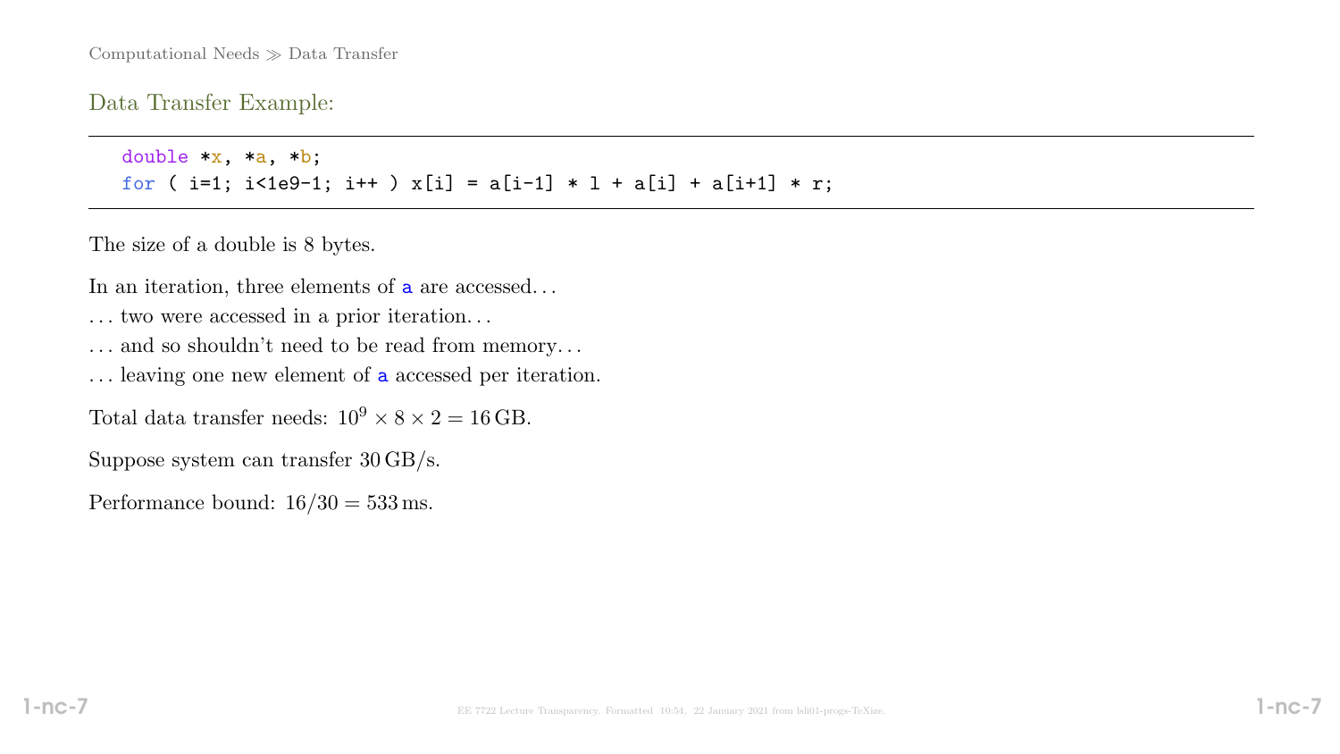Computational Needs ≫ Data Transfer

## Data Transfer Example:

```
double *x, *a, *b;
for ( i=1; i<1e9-1; i++ ) x[i] = a[i-1] * l + a[i] + a[i+1] * r;
```

The size of a double is 8 bytes.

In an iteration, three elements of `a` are accessed. . .

. . . two were accessed in a prior iteration. . .

. . . and so shouldn't need to be read from memory. . .

. . . leaving one new element of `a` accessed per iteration.

Total data transfer needs: $10^9 \times 8 \times 2 = 16\,\mathrm{GB}$.

Suppose system can transfer $30\,\mathrm{GB/s}$.

Performance bound: $16/30 = 533\,\mathrm{ms}$.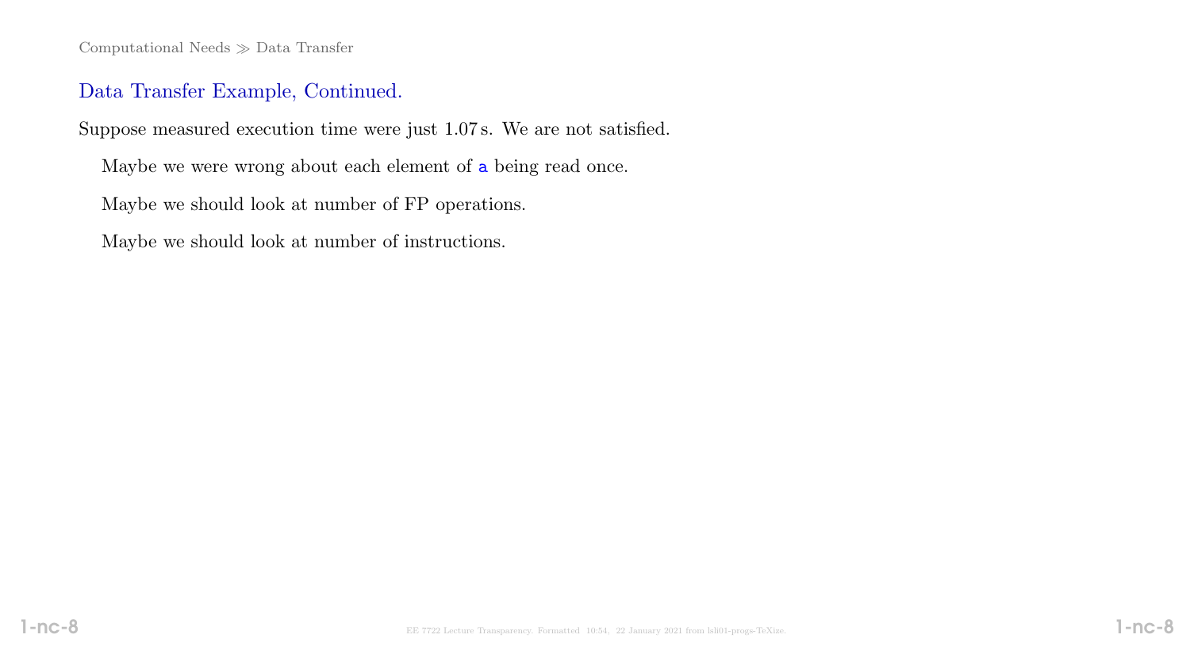## Data Transfer Example, Continued.

Suppose measured execution time were just 1.07 s. We are not satisfied.

Maybe we were wrong about each element of `a` being read once.

Maybe we should look at number of FP operations.

Maybe we should look at number of instructions.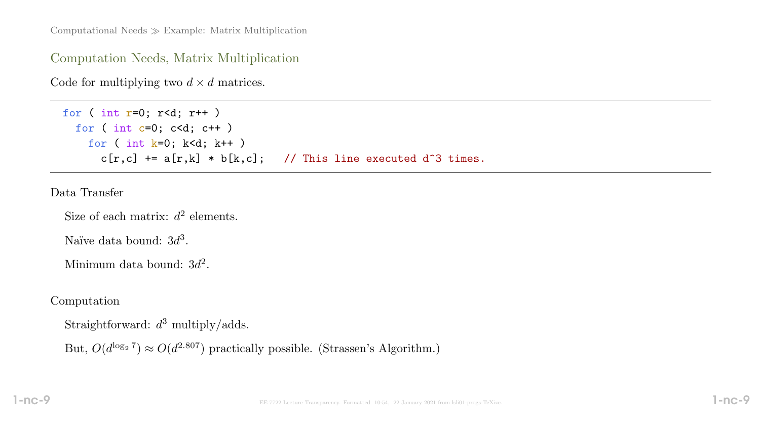## Computation Needs, Matrix Multiplication

Code for multiplying two $d \times d$ matrices.

```
for ( int r=0; r<d; r++ )
  for ( int c=0; c<d; c++ )
    for ( int k=0; k<d; k++ )
      c[r,c] += a[r,k] * b[k,c];   // This line executed d^3 times.
```

Data Transfer

Size of each matrix: $d^2$ elements.

Naïve data bound: $3d^3$.

Minimum data bound: $3d^2$.

Computation

Straightforward: $d^3$ multiply/adds.

But, $O(d^{\log_2 7}) \approx O(d^{2.807})$ practically possible. (Strassen's Algorithm.)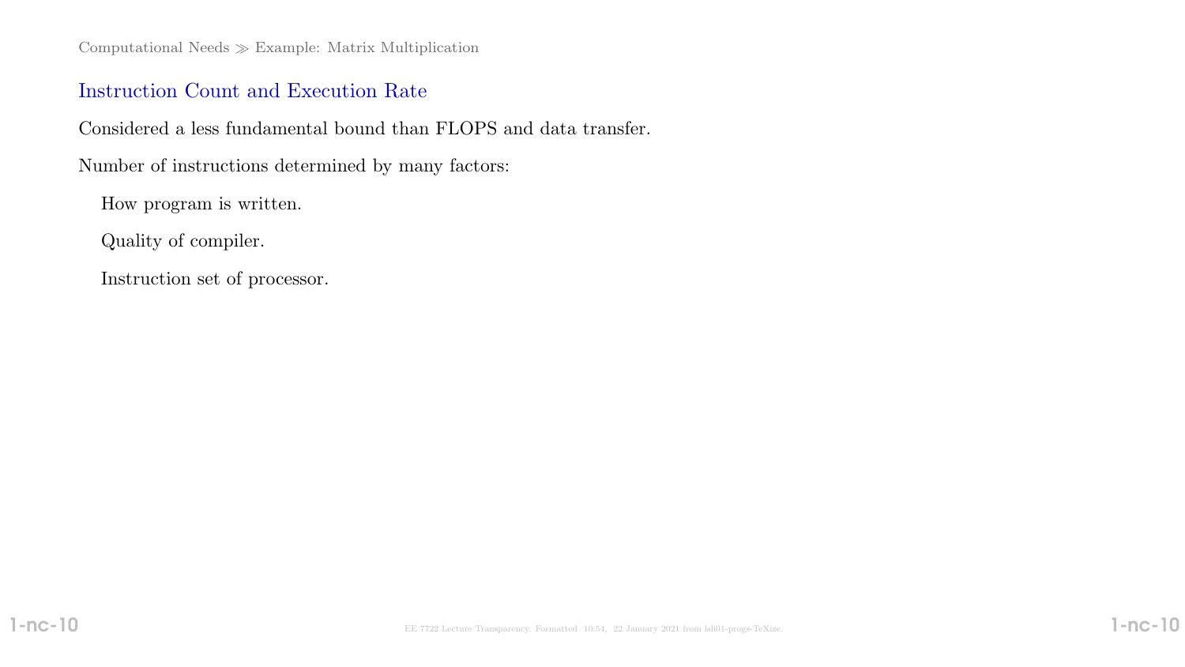## Instruction Count and Execution Rate

Considered a less fundamental bound than FLOPS and data transfer.

Number of instructions determined by many factors:

- How program is written.
- Quality of compiler.
- Instruction set of processor.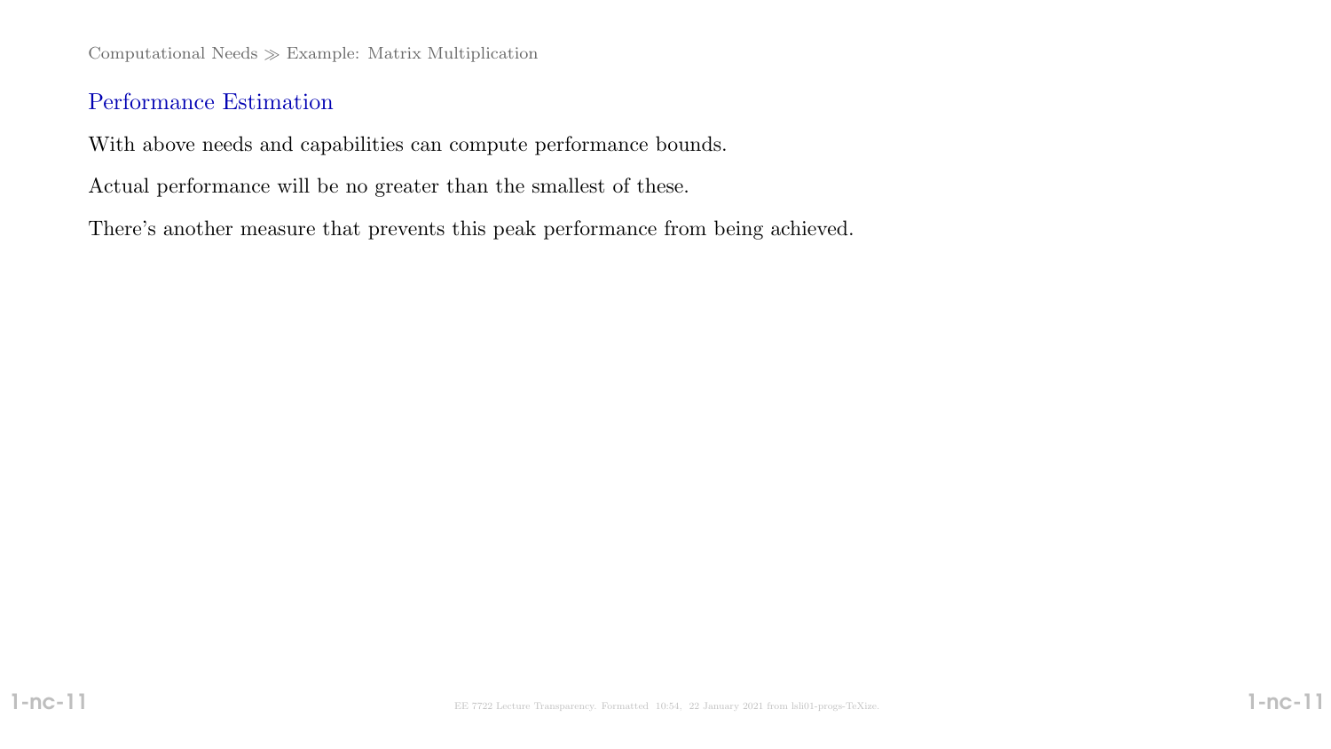## Performance Estimation

With above needs and capabilities can compute performance bounds.

Actual performance will be no greater than the smallest of these.

There's another measure that prevents this peak performance from being achieved.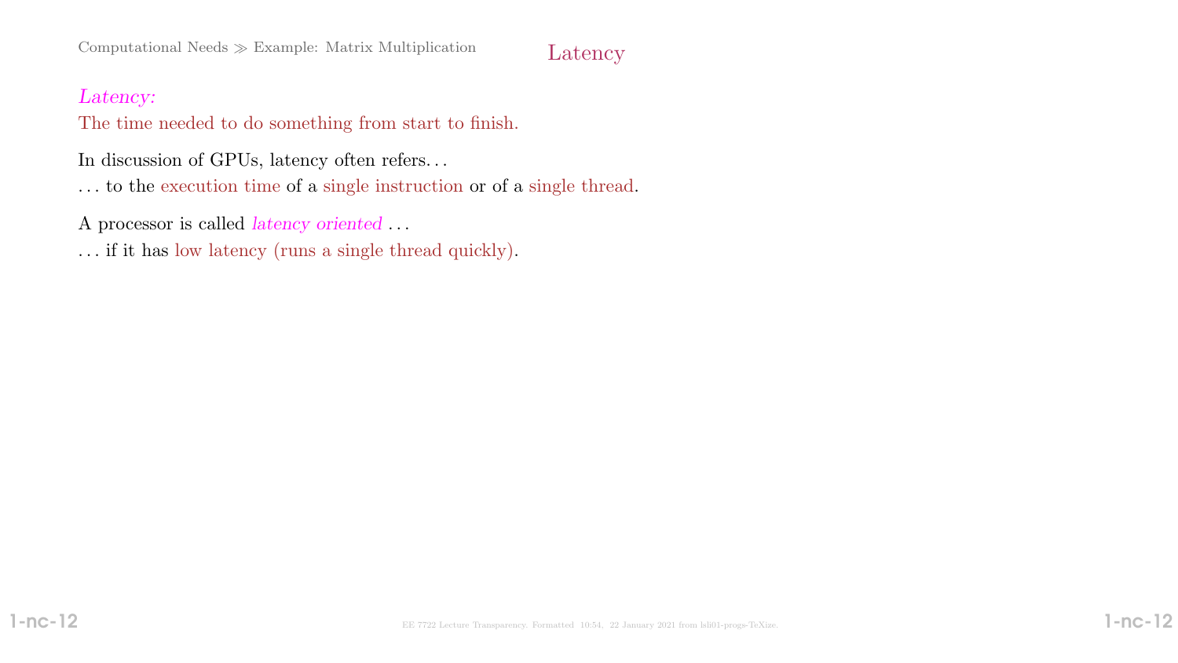## Latency

*Latency:*
The time needed to do something from start to finish.

In discussion of GPUs, latency often refers. . .
. . . to the execution time of a single instruction or of a single thread.

A processor is called *latency oriented* . . .
. . . if it has low latency (runs a single thread quickly).